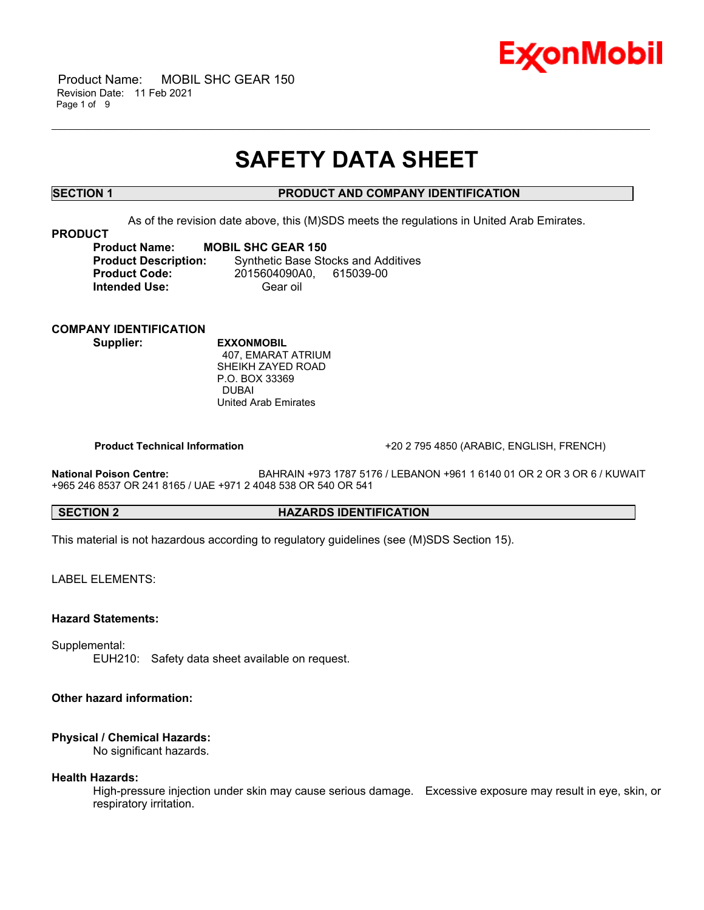# SAFETY DATA SHEET

## SECTION 1 PRODUCT AND COMPANY IDENTIFICATION

As of the revision date above, this (M)SDS meets the regulations in United Arab Emirates.

### PRODUCT

**Product Name:** **MOBIL SHC GEAR 150**
**Product Description:** Synthetic Base Stocks and Additives
**Product Code:** 2015604090A0, 615039-00
**Intended Use:** Gear oil

### COMPANY IDENTIFICATION

**Supplier:** **EXXONMOBIL**
407, EMARAT ATRIUM
SHEIKH ZAYED ROAD
P.O. BOX 33369
DUBAI
United Arab Emirates

**Product Technical Information** +20 2 795 4850 (ARABIC, ENGLISH, FRENCH)

**National Poison Centre:** BAHRAIN +973 1787 5176 / LEBANON +961 1 6140 01 OR 2 OR 3 OR 6 / KUWAIT +965 246 8537 OR 241 8165 / UAE +971 2 4048 538 OR 540 OR 541

## SECTION 2 HAZARDS IDENTIFICATION

This material is not hazardous according to regulatory guidelines (see (M)SDS Section 15).

LABEL ELEMENTS:

**Hazard Statements:**

Supplemental:
EUH210: Safety data sheet available on request.

**Other hazard information:**

**Physical / Chemical Hazards:**
No significant hazards.

**Health Hazards:**
High-pressure injection under skin may cause serious damage. Excessive exposure may result in eye, skin, or respiratory irritation.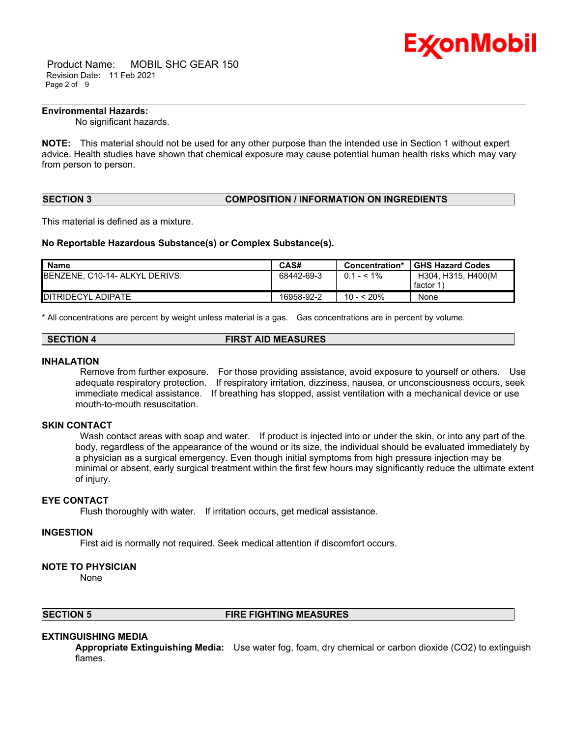**Environmental Hazards:**

No significant hazards.

**NOTE:** This material should not be used for any other purpose than the intended use in Section 1 without expert advice. Health studies have shown that chemical exposure may cause potential human health risks which may vary from person to person.

## SECTION 3 COMPOSITION / INFORMATION ON INGREDIENTS

This material is defined as a mixture.

**No Reportable Hazardous Substance(s) or Complex Substance(s).**

| Name | CAS# | Concentration* | GHS Hazard Codes |
|---|---|---|---|
| BENZENE, C10-14- ALKYL DERIVS. | 68442-69-3 | 0.1 - < 1% | H304, H315, H400(M factor 1) |
| DITRIDECYL ADIPATE | 16958-92-2 | 10 - < 20% | None |

* All concentrations are percent by weight unless material is a gas. Gas concentrations are in percent by volume.

## SECTION 4 FIRST AID MEASURES

### INHALATION

Remove from further exposure. For those providing assistance, avoid exposure to yourself or others. Use adequate respiratory protection. If respiratory irritation, dizziness, nausea, or unconsciousness occurs, seek immediate medical assistance. If breathing has stopped, assist ventilation with a mechanical device or use mouth-to-mouth resuscitation.

### SKIN CONTACT

Wash contact areas with soap and water. If product is injected into or under the skin, or into any part of the body, regardless of the appearance of the wound or its size, the individual should be evaluated immediately by a physician as a surgical emergency. Even though initial symptoms from high pressure injection may be minimal or absent, early surgical treatment within the first few hours may significantly reduce the ultimate extent of injury.

### EYE CONTACT

Flush thoroughly with water. If irritation occurs, get medical assistance.

### INGESTION

First aid is normally not required. Seek medical attention if discomfort occurs.

### NOTE TO PHYSICIAN

None

## SECTION 5 FIRE FIGHTING MEASURES

### EXTINGUISHING MEDIA

**Appropriate Extinguishing Media:** Use water fog, foam, dry chemical or carbon dioxide ($CO_2$) to extinguish flames.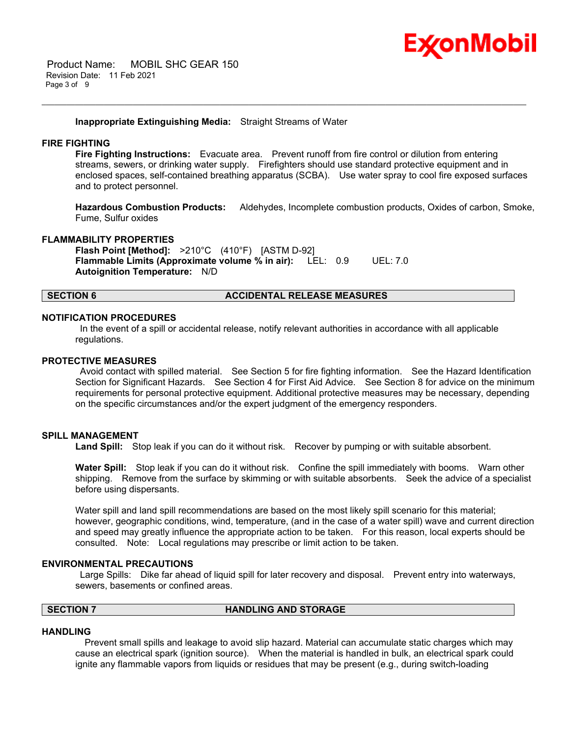**Inappropriate Extinguishing Media:** Straight Streams of Water

### FIRE FIGHTING

**Fire Fighting Instructions:** Evacuate area. Prevent runoff from fire control or dilution from entering streams, sewers, or drinking water supply. Firefighters should use standard protective equipment and in enclosed spaces, self-contained breathing apparatus (SCBA). Use water spray to cool fire exposed surfaces and to protect personnel.

**Hazardous Combustion Products:** Aldehydes, Incomplete combustion products, Oxides of carbon, Smoke, Fume, Sulfur oxides

### FLAMMABILITY PROPERTIES

**Flash Point [Method]:** >210°C (410°F) [ASTM D-92]
**Flammable Limits (Approximate volume % in air):** LEL: 0.9 UEL: 7.0
**Autoignition Temperature:** N/D

## SECTION 6 ACCIDENTAL RELEASE MEASURES

### NOTIFICATION PROCEDURES

In the event of a spill or accidental release, notify relevant authorities in accordance with all applicable regulations.

### PROTECTIVE MEASURES

Avoid contact with spilled material. See Section 5 for fire fighting information. See the Hazard Identification Section for Significant Hazards. See Section 4 for First Aid Advice. See Section 8 for advice on the minimum requirements for personal protective equipment. Additional protective measures may be necessary, depending on the specific circumstances and/or the expert judgment of the emergency responders.

### SPILL MANAGEMENT

**Land Spill:** Stop leak if you can do it without risk. Recover by pumping or with suitable absorbent.

**Water Spill:** Stop leak if you can do it without risk. Confine the spill immediately with booms. Warn other shipping. Remove from the surface by skimming or with suitable absorbents. Seek the advice of a specialist before using dispersants.

Water spill and land spill recommendations are based on the most likely spill scenario for this material; however, geographic conditions, wind, temperature, (and in the case of a water spill) wave and current direction and speed may greatly influence the appropriate action to be taken. For this reason, local experts should be consulted. Note: Local regulations may prescribe or limit action to be taken.

### ENVIRONMENTAL PRECAUTIONS

Large Spills: Dike far ahead of liquid spill for later recovery and disposal. Prevent entry into waterways, sewers, basements or confined areas.

## SECTION 7 HANDLING AND STORAGE

### HANDLING

Prevent small spills and leakage to avoid slip hazard. Material can accumulate static charges which may cause an electrical spark (ignition source). When the material is handled in bulk, an electrical spark could ignite any flammable vapors from liquids or residues that may be present (e.g., during switch-loading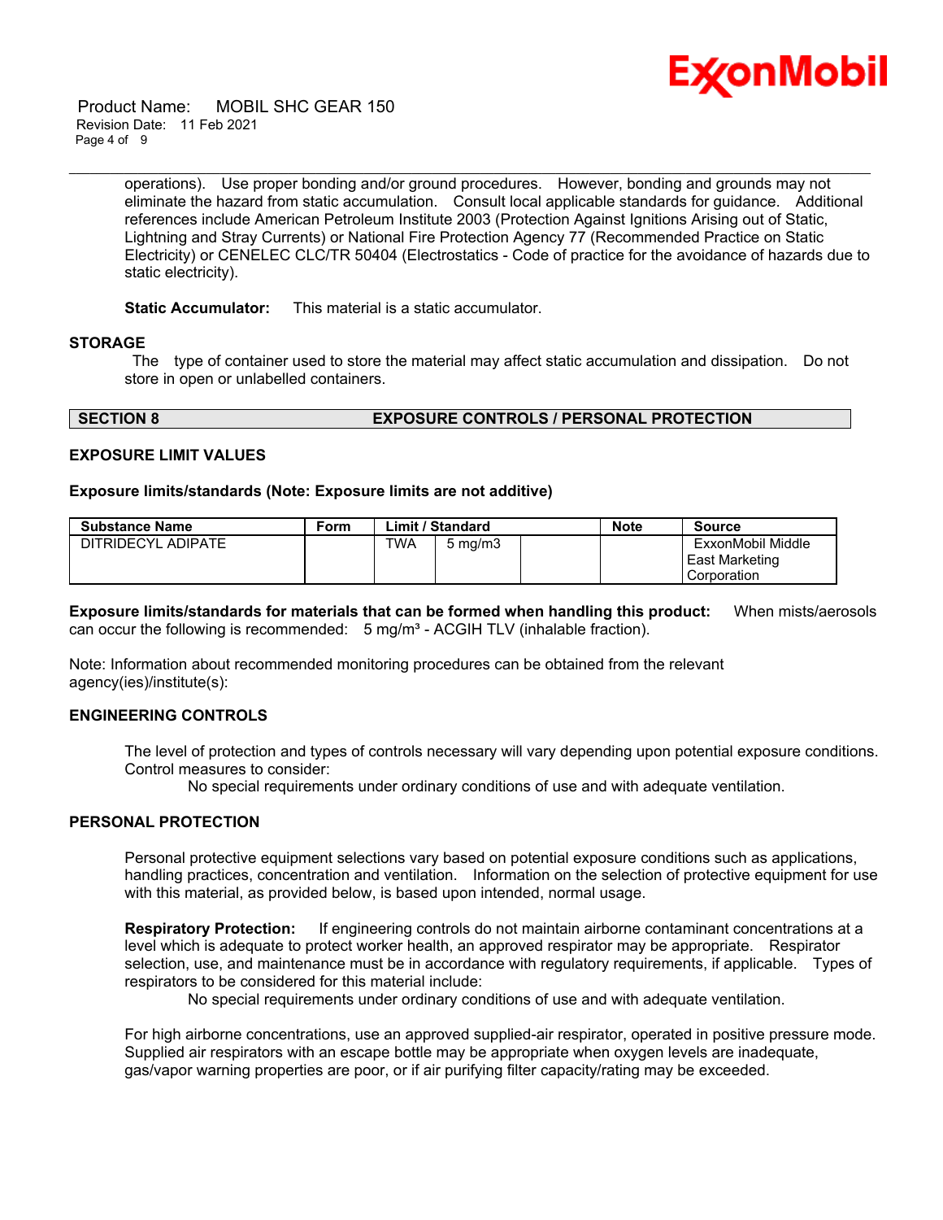operations). Use proper bonding and/or ground procedures. However, bonding and grounds may not eliminate the hazard from static accumulation. Consult local applicable standards for guidance. Additional references include American Petroleum Institute 2003 (Protection Against Ignitions Arising out of Static, Lightning and Stray Currents) or National Fire Protection Agency 77 (Recommended Practice on Static Electricity) or CENELEC CLC/TR 50404 (Electrostatics - Code of practice for the avoidance of hazards due to static electricity).

**Static Accumulator:** This material is a static accumulator.

### STORAGE

The type of container used to store the material may affect static accumulation and dissipation. Do not store in open or unlabelled containers.

## SECTION 8 EXPOSURE CONTROLS / PERSONAL PROTECTION

### EXPOSURE LIMIT VALUES

**Exposure limits/standards (Note: Exposure limits are not additive)**

| Substance Name | Form | Limit / Standard | | | Note | Source |
|---|---|---|---|---|---|---|
| DITRIDECYL ADIPATE | | TWA | 5 mg/m3 | | | ExxonMobil Middle East Marketing Corporation |

**Exposure limits/standards for materials that can be formed when handling this product:** When mists/aerosols can occur the following is recommended: 5 mg/m³ - ACGIH TLV (inhalable fraction).

Note: Information about recommended monitoring procedures can be obtained from the relevant agency(ies)/institute(s):

### ENGINEERING CONTROLS

The level of protection and types of controls necessary will vary depending upon potential exposure conditions. Control measures to consider:

No special requirements under ordinary conditions of use and with adequate ventilation.

### PERSONAL PROTECTION

Personal protective equipment selections vary based on potential exposure conditions such as applications, handling practices, concentration and ventilation. Information on the selection of protective equipment for use with this material, as provided below, is based upon intended, normal usage.

**Respiratory Protection:** If engineering controls do not maintain airborne contaminant concentrations at a level which is adequate to protect worker health, an approved respirator may be appropriate. Respirator selection, use, and maintenance must be in accordance with regulatory requirements, if applicable. Types of respirators to be considered for this material include:

No special requirements under ordinary conditions of use and with adequate ventilation.

For high airborne concentrations, use an approved supplied-air respirator, operated in positive pressure mode. Supplied air respirators with an escape bottle may be appropriate when oxygen levels are inadequate, gas/vapor warning properties are poor, or if air purifying filter capacity/rating may be exceeded.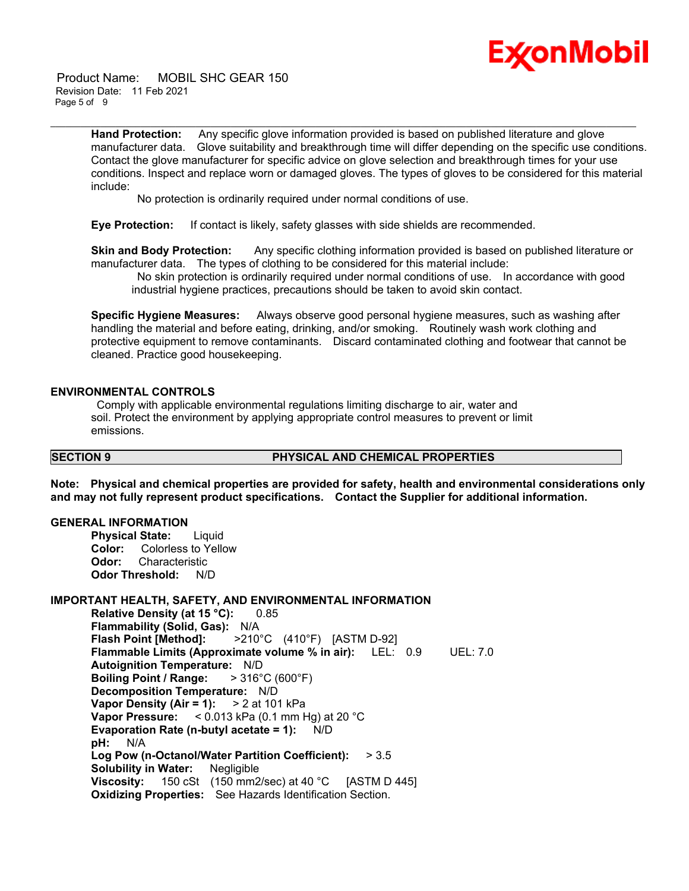**Hand Protection:** Any specific glove information provided is based on published literature and glove manufacturer data. Glove suitability and breakthrough time will differ depending on the specific use conditions. Contact the glove manufacturer for specific advice on glove selection and breakthrough times for your use conditions. Inspect and replace worn or damaged gloves. The types of gloves to be considered for this material include:

No protection is ordinarily required under normal conditions of use.

**Eye Protection:** If contact is likely, safety glasses with side shields are recommended.

**Skin and Body Protection:** Any specific clothing information provided is based on published literature or manufacturer data. The types of clothing to be considered for this material include:

No skin protection is ordinarily required under normal conditions of use. In accordance with good industrial hygiene practices, precautions should be taken to avoid skin contact.

**Specific Hygiene Measures:** Always observe good personal hygiene measures, such as washing after handling the material and before eating, drinking, and/or smoking. Routinely wash work clothing and protective equipment to remove contaminants. Discard contaminated clothing and footwear that cannot be cleaned. Practice good housekeeping.

### ENVIRONMENTAL CONTROLS

Comply with applicable environmental regulations limiting discharge to air, water and soil. Protect the environment by applying appropriate control measures to prevent or limit emissions.

## SECTION 9 PHYSICAL AND CHEMICAL PROPERTIES

**Note: Physical and chemical properties are provided for safety, health and environmental considerations only and may not fully represent product specifications. Contact the Supplier for additional information.**

### GENERAL INFORMATION

**Physical State:** Liquid
**Color:** Colorless to Yellow
**Odor:** Characteristic
**Odor Threshold:** N/D

### IMPORTANT HEALTH, SAFETY, AND ENVIRONMENTAL INFORMATION

**Relative Density (at 15 °C):** 0.85
**Flammability (Solid, Gas):** N/A
**Flash Point [Method]:** >210°C (410°F) [ASTM D-92]
**Flammable Limits (Approximate volume % in air):** LEL: 0.9 UEL: 7.0
**Autoignition Temperature:** N/D
**Boiling Point / Range:** > 316°C (600°F)
**Decomposition Temperature:** N/D
**Vapor Density (Air = 1):** > 2 at 101 kPa
**Vapor Pressure:** < 0.013 kPa (0.1 mm Hg) at 20 °C
**Evaporation Rate (n-butyl acetate = 1):** N/D
**pH:** N/A
**Log Pow (n-Octanol/Water Partition Coefficient):** > 3.5
**Solubility in Water:** Negligible
**Viscosity:** 150 cSt (150 mm2/sec) at 40 °C [ASTM D 445]
**Oxidizing Properties:** See Hazards Identification Section.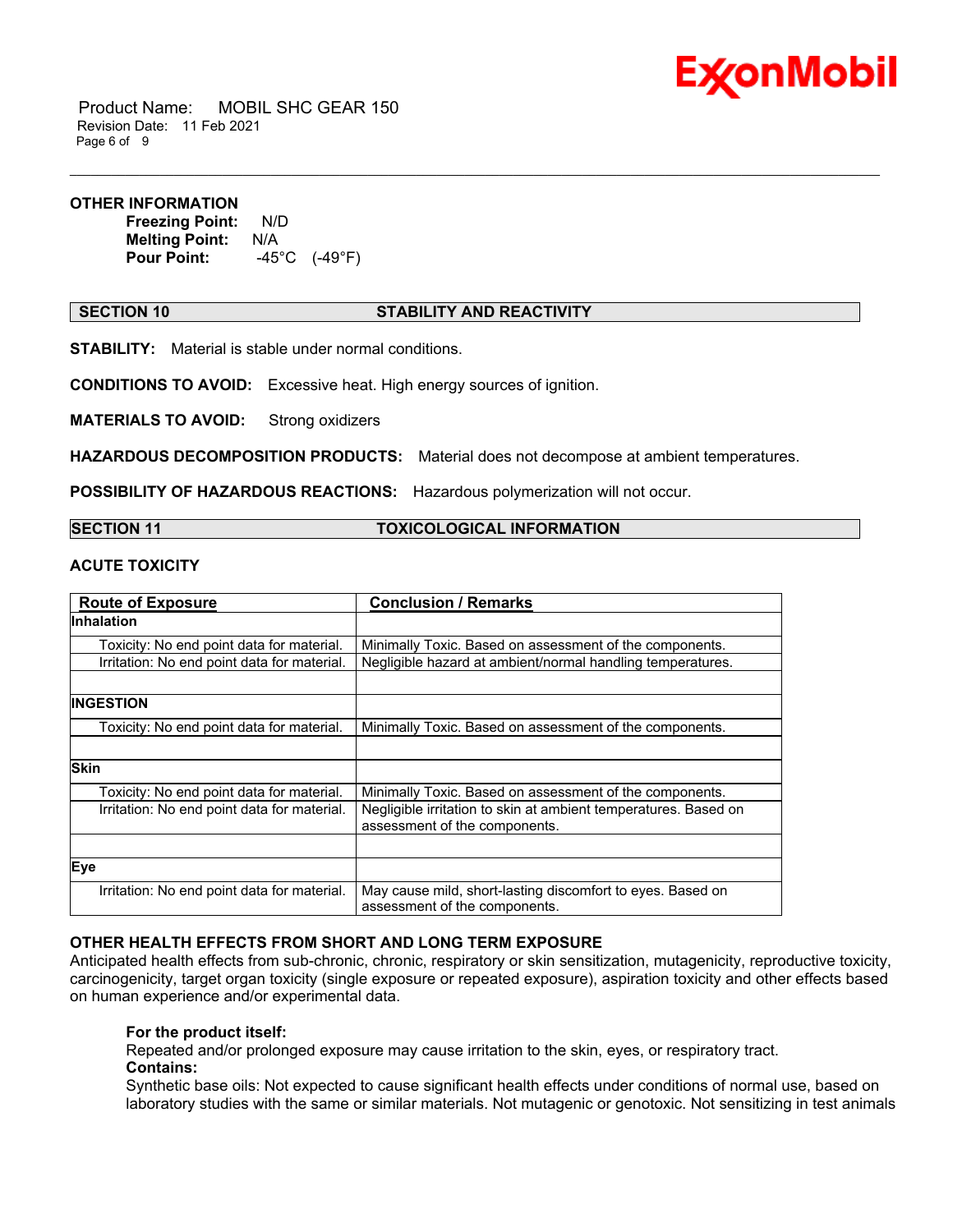**OTHER INFORMATION**

**Freezing Point:** N/D
**Melting Point:** N/A
**Pour Point:** -45°C (-49°F)

## SECTION 10 STABILITY AND REACTIVITY

**STABILITY:** Material is stable under normal conditions.

**CONDITIONS TO AVOID:** Excessive heat. High energy sources of ignition.

**MATERIALS TO AVOID:** Strong oxidizers

**HAZARDOUS DECOMPOSITION PRODUCTS:** Material does not decompose at ambient temperatures.

**POSSIBILITY OF HAZARDOUS REACTIONS:** Hazardous polymerization will not occur.

## SECTION 11 TOXICOLOGICAL INFORMATION

### ACUTE TOXICITY

| Route of Exposure | Conclusion / Remarks |
|---|---|
| **Inhalation** | |
| Toxicity: No end point data for material. | Minimally Toxic. Based on assessment of the components. |
| Irritation: No end point data for material. | Negligible hazard at ambient/normal handling temperatures. |
| | |
| **INGESTION** | |
| Toxicity: No end point data for material. | Minimally Toxic. Based on assessment of the components. |
| | |
| **Skin** | |
| Toxicity: No end point data for material. | Minimally Toxic. Based on assessment of the components. |
| Irritation: No end point data for material. | Negligible irritation to skin at ambient temperatures. Based on assessment of the components. |
| | |
| **Eye** | |
| Irritation: No end point data for material. | May cause mild, short-lasting discomfort to eyes. Based on assessment of the components. |

### OTHER HEALTH EFFECTS FROM SHORT AND LONG TERM EXPOSURE

Anticipated health effects from sub-chronic, chronic, respiratory or skin sensitization, mutagenicity, reproductive toxicity, carcinogenicity, target organ toxicity (single exposure or repeated exposure), aspiration toxicity and other effects based on human experience and/or experimental data.

**For the product itself:**
Repeated and/or prolonged exposure may cause irritation to the skin, eyes, or respiratory tract.
**Contains:**
Synthetic base oils: Not expected to cause significant health effects under conditions of normal use, based on laboratory studies with the same or similar materials. Not mutagenic or genotoxic. Not sensitizing in test animals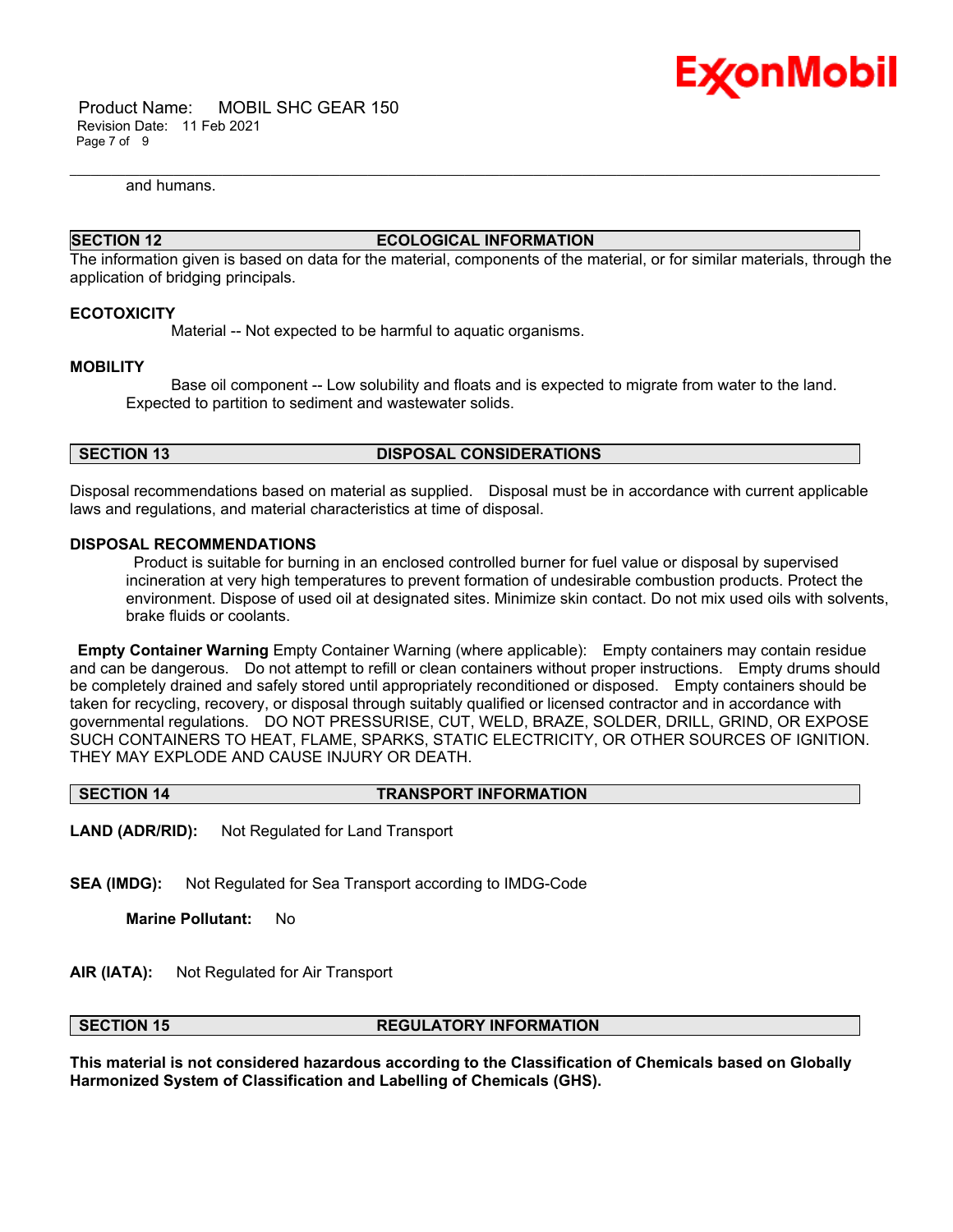and humans.

## SECTION 12 ECOLOGICAL INFORMATION

The information given is based on data for the material, components of the material, or for similar materials, through the application of bridging principals.

### ECOTOXICITY

Material -- Not expected to be harmful to aquatic organisms.

### MOBILITY

Base oil component -- Low solubility and floats and is expected to migrate from water to the land. Expected to partition to sediment and wastewater solids.

## SECTION 13 DISPOSAL CONSIDERATIONS

Disposal recommendations based on material as supplied. Disposal must be in accordance with current applicable laws and regulations, and material characteristics at time of disposal.

### DISPOSAL RECOMMENDATIONS

Product is suitable for burning in an enclosed controlled burner for fuel value or disposal by supervised incineration at very high temperatures to prevent formation of undesirable combustion products. Protect the environment. Dispose of used oil at designated sites. Minimize skin contact. Do not mix used oils with solvents, brake fluids or coolants.

**Empty Container Warning** Empty Container Warning (where applicable): Empty containers may contain residue and can be dangerous. Do not attempt to refill or clean containers without proper instructions. Empty drums should be completely drained and safely stored until appropriately reconditioned or disposed. Empty containers should be taken for recycling, recovery, or disposal through suitably qualified or licensed contractor and in accordance with governmental regulations. DO NOT PRESSURISE, CUT, WELD, BRAZE, SOLDER, DRILL, GRIND, OR EXPOSE SUCH CONTAINERS TO HEAT, FLAME, SPARKS, STATIC ELECTRICITY, OR OTHER SOURCES OF IGNITION. THEY MAY EXPLODE AND CAUSE INJURY OR DEATH.

## SECTION 14 TRANSPORT INFORMATION

**LAND (ADR/RID):** Not Regulated for Land Transport

**SEA (IMDG):** Not Regulated for Sea Transport according to IMDG-Code

**Marine Pollutant:** No

**AIR (IATA):** Not Regulated for Air Transport

## SECTION 15 REGULATORY INFORMATION

**This material is not considered hazardous according to the Classification of Chemicals based on Globally Harmonized System of Classification and Labelling of Chemicals (GHS).**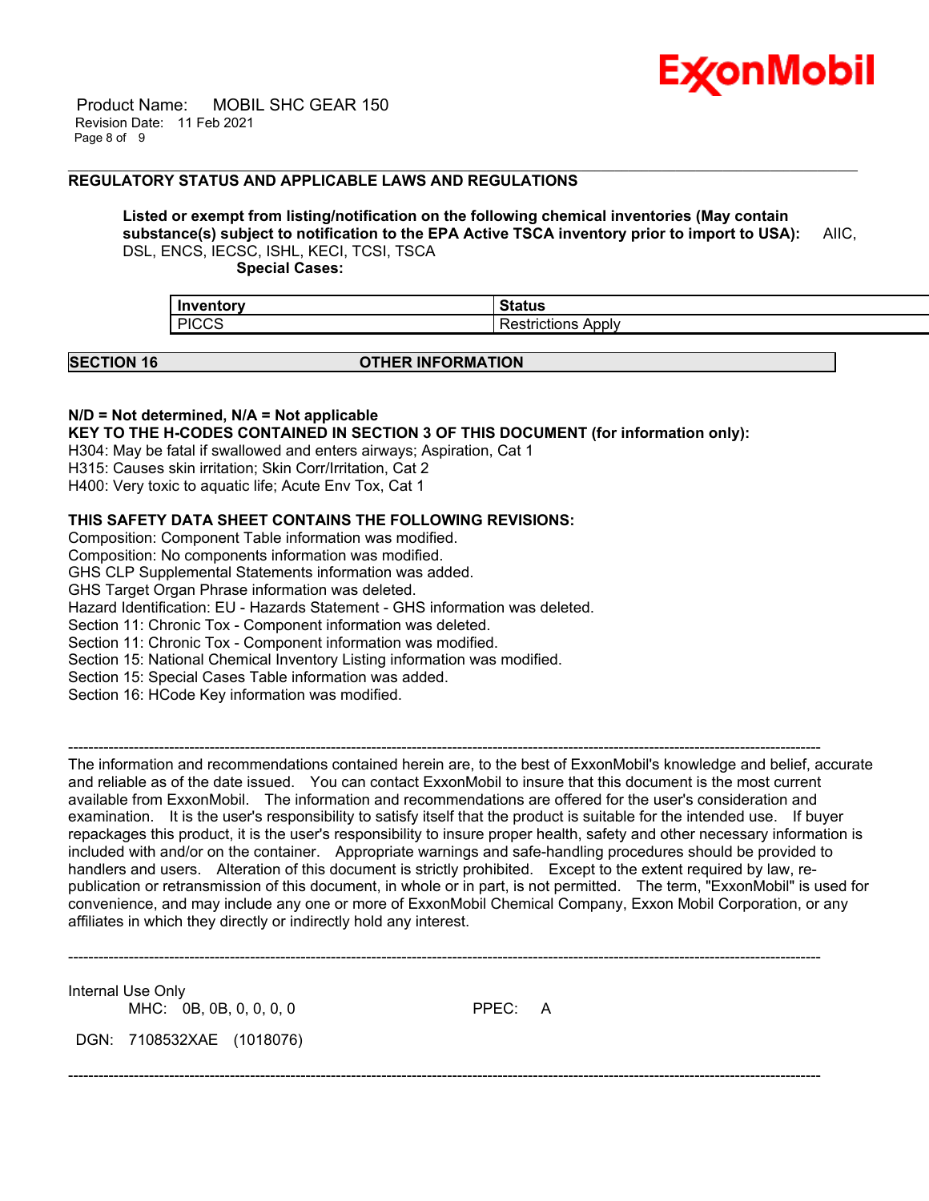## REGULATORY STATUS AND APPLICABLE LAWS AND REGULATIONS

**Listed or exempt from listing/notification on the following chemical inventories (May contain substance(s) subject to notification to the EPA Active TSCA inventory prior to import to USA):** AIIC, DSL, ENCS, IECSC, ISHL, KECI, TCSI, TSCA

**Special Cases:**

| Inventory | Status |
|---|---|
| PICCS | Restrictions Apply |

## SECTION 16 OTHER INFORMATION

**N/D = Not determined, N/A = Not applicable**

**KEY TO THE H-CODES CONTAINED IN SECTION 3 OF THIS DOCUMENT (for information only):**

H304: May be fatal if swallowed and enters airways; Aspiration, Cat 1
H315: Causes skin irritation; Skin Corr/Irritation, Cat 2
H400: Very toxic to aquatic life; Acute Env Tox, Cat 1

**THIS SAFETY DATA SHEET CONTAINS THE FOLLOWING REVISIONS:**

Composition: Component Table information was modified.
Composition: No components information was modified.
GHS CLP Supplemental Statements information was added.
GHS Target Organ Phrase information was deleted.
Hazard Identification: EU - Hazards Statement - GHS information was deleted.
Section 11: Chronic Tox - Component information was deleted.
Section 11: Chronic Tox - Component information was modified.
Section 15: National Chemical Inventory Listing information was modified.
Section 15: Special Cases Table information was added.
Section 16: HCode Key information was modified.

---

The information and recommendations contained herein are, to the best of ExxonMobil's knowledge and belief, accurate and reliable as of the date issued. You can contact ExxonMobil to insure that this document is the most current available from ExxonMobil. The information and recommendations are offered for the user's consideration and examination. It is the user's responsibility to satisfy itself that the product is suitable for the intended use. If buyer repackages this product, it is the user's responsibility to insure proper health, safety and other necessary information is included with and/or on the container. Appropriate warnings and safe-handling procedures should be provided to handlers and users. Alteration of this document is strictly prohibited. Except to the extent required by law, re-publication or retransmission of this document, in whole or in part, is not permitted. The term, "ExxonMobil" is used for convenience, and may include any one or more of ExxonMobil Chemical Company, Exxon Mobil Corporation, or any affiliates in which they directly or indirectly hold any interest.

---

Internal Use Only

MHC: 0B, 0B, 0, 0, 0, 0 PPEC: A

DGN: 7108532XAE (1018076)

---